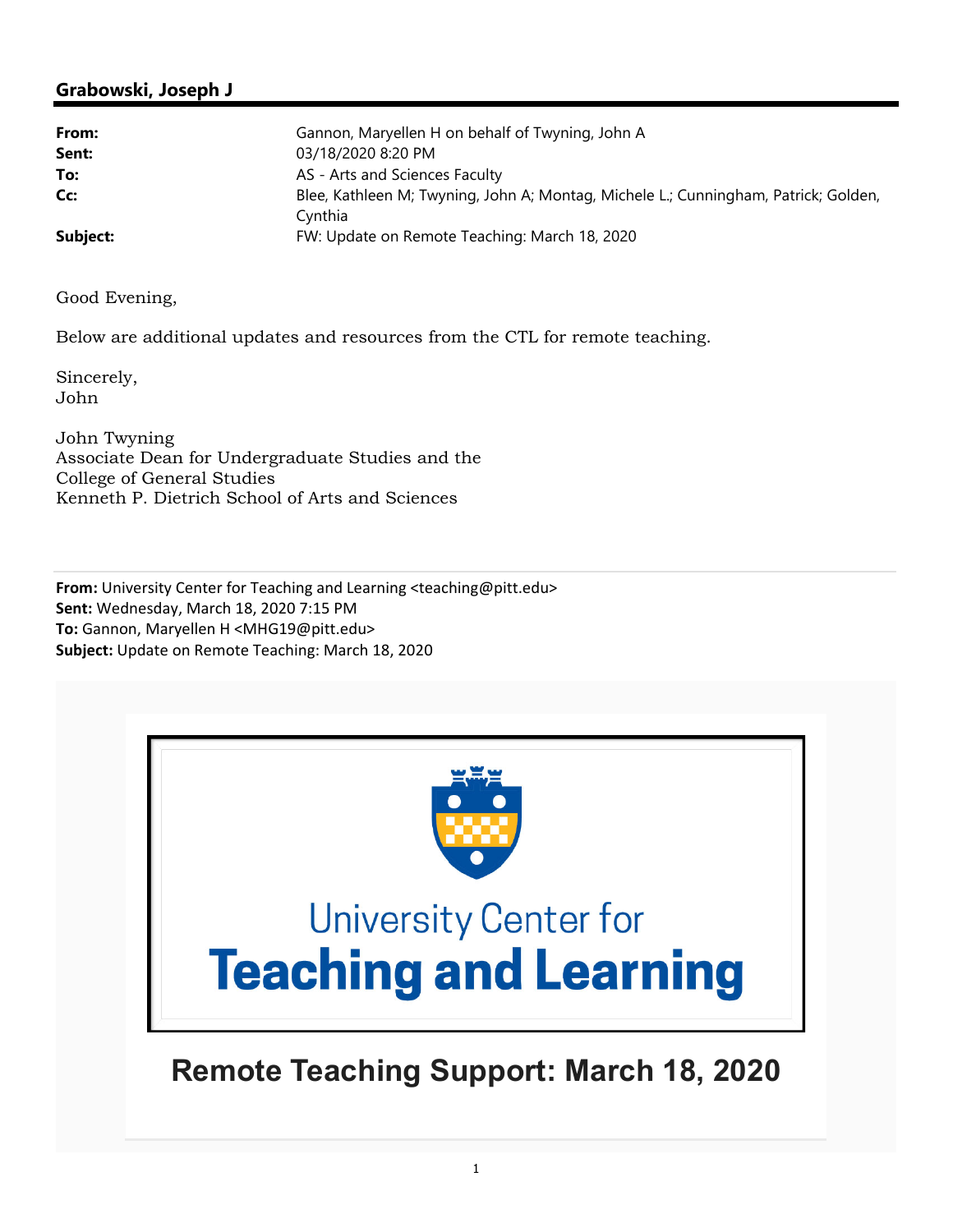## Grabowski, Joseph J

| | |
|---|---|
| **From:** | Gannon, Maryellen H on behalf of Twyning, John A |
| **Sent:** | 03/18/2020 8:20 PM |
| **To:** | AS - Arts and Sciences Faculty |
| **Cc:** | Blee, Kathleen M; Twyning, John A; Montag, Michele L.; Cunningham, Patrick; Golden, Cynthia |
| **Subject:** | FW: Update on Remote Teaching: March 18, 2020 |

Good Evening,

Below are additional updates and resources from the CTL for remote teaching.

Sincerely,
John

John Twyning
Associate Dean for Undergraduate Studies and the
College of General Studies
Kenneth P. Dietrich School of Arts and Sciences

---

**From:** University Center for Teaching and Learning <teaching@pitt.edu>
**Sent:** Wednesday, March 18, 2020 7:15 PM
**To:** Gannon, Maryellen H <MHG19@pitt.edu>
**Subject:** Update on Remote Teaching: March 18, 2020

University Center for
**Teaching and Learning**

# Remote Teaching Support: March 18, 2020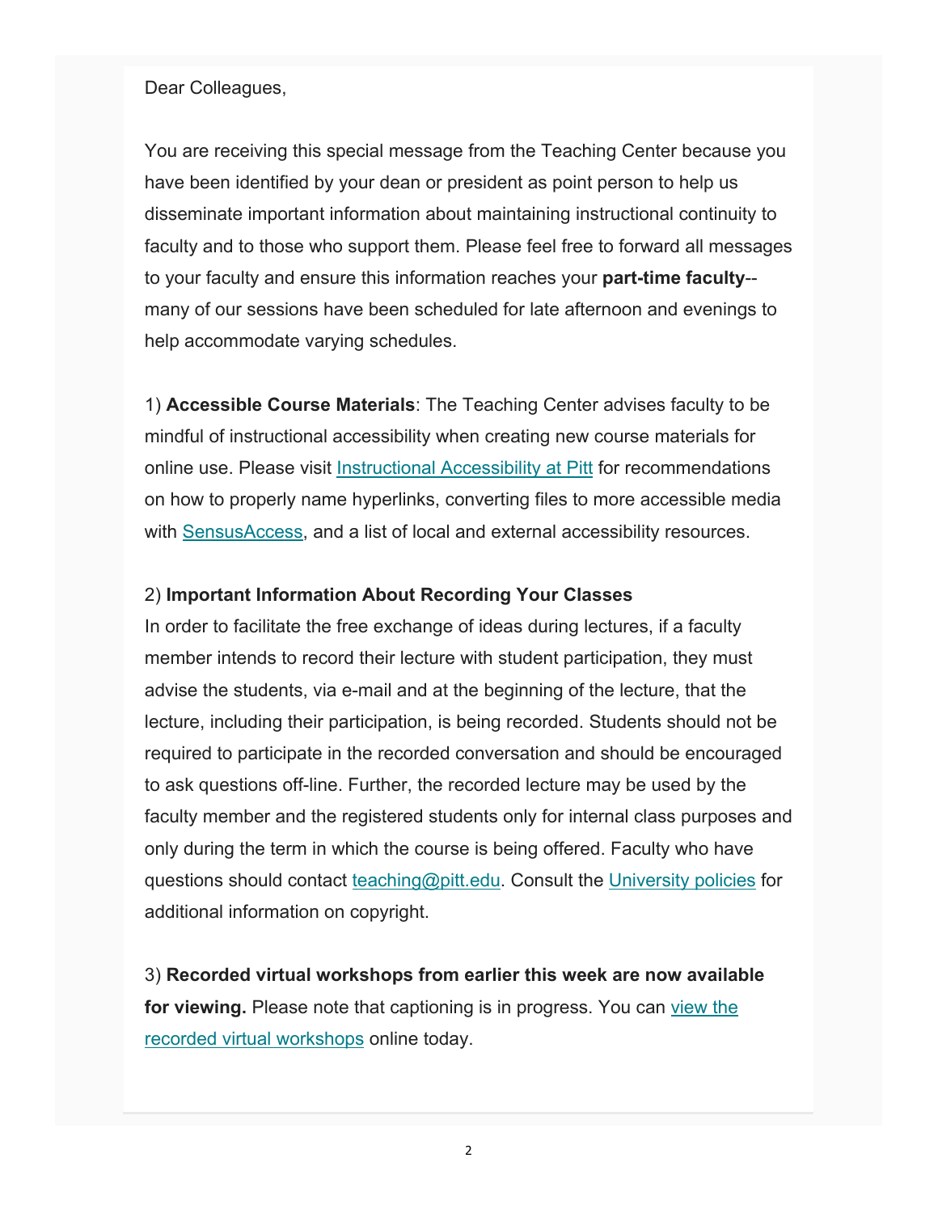Dear Colleagues,

You are receiving this special message from the Teaching Center because you have been identified by your dean or president as point person to help us disseminate important information about maintaining instructional continuity to faculty and to those who support them. Please feel free to forward all messages to your faculty and ensure this information reaches your **part-time faculty**--many of our sessions have been scheduled for late afternoon and evenings to help accommodate varying schedules.

1) **Accessible Course Materials**: The Teaching Center advises faculty to be mindful of instructional accessibility when creating new course materials for online use. Please visit Instructional Accessibility at Pitt for recommendations on how to properly name hyperlinks, converting files to more accessible media with SensusAccess, and a list of local and external accessibility resources.

2) **Important Information About Recording Your Classes**
In order to facilitate the free exchange of ideas during lectures, if a faculty member intends to record their lecture with student participation, they must advise the students, via e-mail and at the beginning of the lecture, that the lecture, including their participation, is being recorded. Students should not be required to participate in the recorded conversation and should be encouraged to ask questions off-line. Further, the recorded lecture may be used by the faculty member and the registered students only for internal class purposes and only during the term in which the course is being offered. Faculty who have questions should contact teaching@pitt.edu. Consult the University policies for additional information on copyright.

3) **Recorded virtual workshops from earlier this week are now available for viewing.** Please note that captioning is in progress. You can view the recorded virtual workshops online today.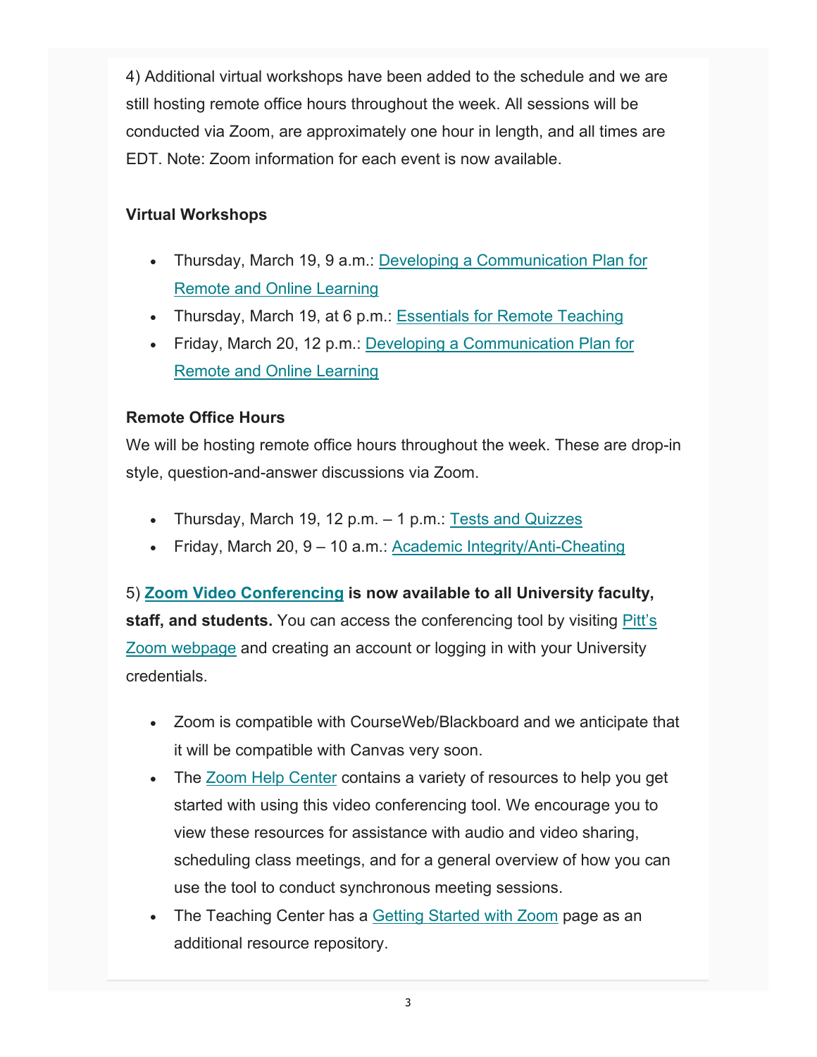4) Additional virtual workshops have been added to the schedule and we are still hosting remote office hours throughout the week. All sessions will be conducted via Zoom, are approximately one hour in length, and all times are EDT. Note: Zoom information for each event is now available.

**Virtual Workshops**

- Thursday, March 19, 9 a.m.: Developing a Communication Plan for Remote and Online Learning
- Thursday, March 19, at 6 p.m.: Essentials for Remote Teaching
- Friday, March 20, 12 p.m.: Developing a Communication Plan for Remote and Online Learning

**Remote Office Hours**

We will be hosting remote office hours throughout the week. These are drop-in style, question-and-answer discussions via Zoom.

- Thursday, March 19, 12 p.m. – 1 p.m.: Tests and Quizzes
- Friday, March 20, 9 – 10 a.m.: Academic Integrity/Anti-Cheating

5) **Zoom Video Conferencing is now available to all University faculty, staff, and students.** You can access the conferencing tool by visiting Pitt's Zoom webpage and creating an account or logging in with your University credentials.

- Zoom is compatible with CourseWeb/Blackboard and we anticipate that it will be compatible with Canvas very soon.
- The Zoom Help Center contains a variety of resources to help you get started with using this video conferencing tool. We encourage you to view these resources for assistance with audio and video sharing, scheduling class meetings, and for a general overview of how you can use the tool to conduct synchronous meeting sessions.
- The Teaching Center has a Getting Started with Zoom page as an additional resource repository.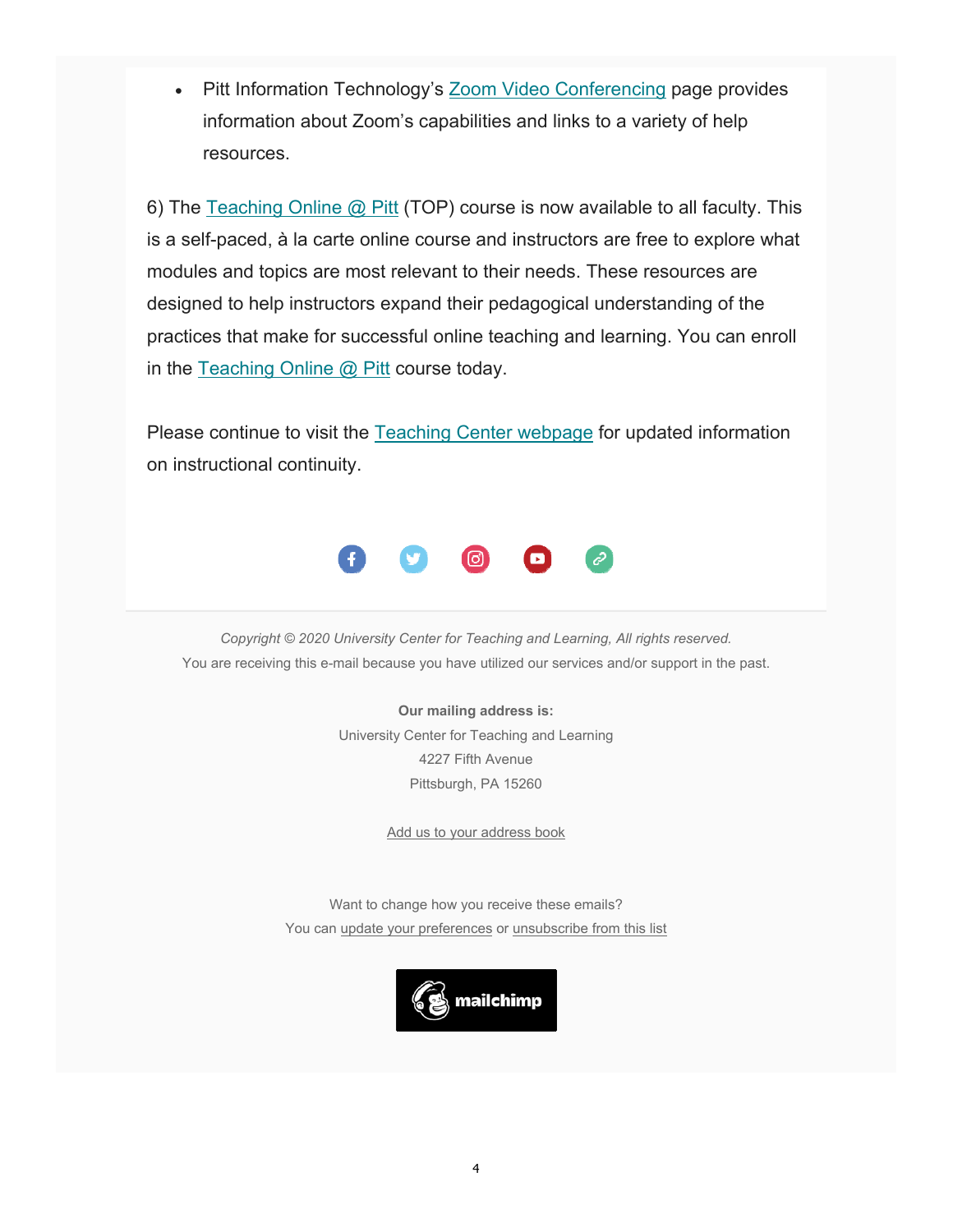- Pitt Information Technology's Zoom Video Conferencing page provides information about Zoom's capabilities and links to a variety of help resources.

6) The Teaching Online @ Pitt (TOP) course is now available to all faculty. This is a self-paced, à la carte online course and instructors are free to explore what modules and topics are most relevant to their needs. These resources are designed to help instructors expand their pedagogical understanding of the practices that make for successful online teaching and learning. You can enroll in the Teaching Online @ Pitt course today.

Please continue to visit the Teaching Center webpage for updated information on instructional continuity.

*Copyright © 2020 University Center for Teaching and Learning, All rights reserved.*
You are receiving this e-mail because you have utilized our services and/or support in the past.

**Our mailing address is:**
University Center for Teaching and Learning
4227 Fifth Avenue
Pittsburgh, PA 15260

Add us to your address book

Want to change how you receive these emails?
You can update your preferences or unsubscribe from this list

mailchimp